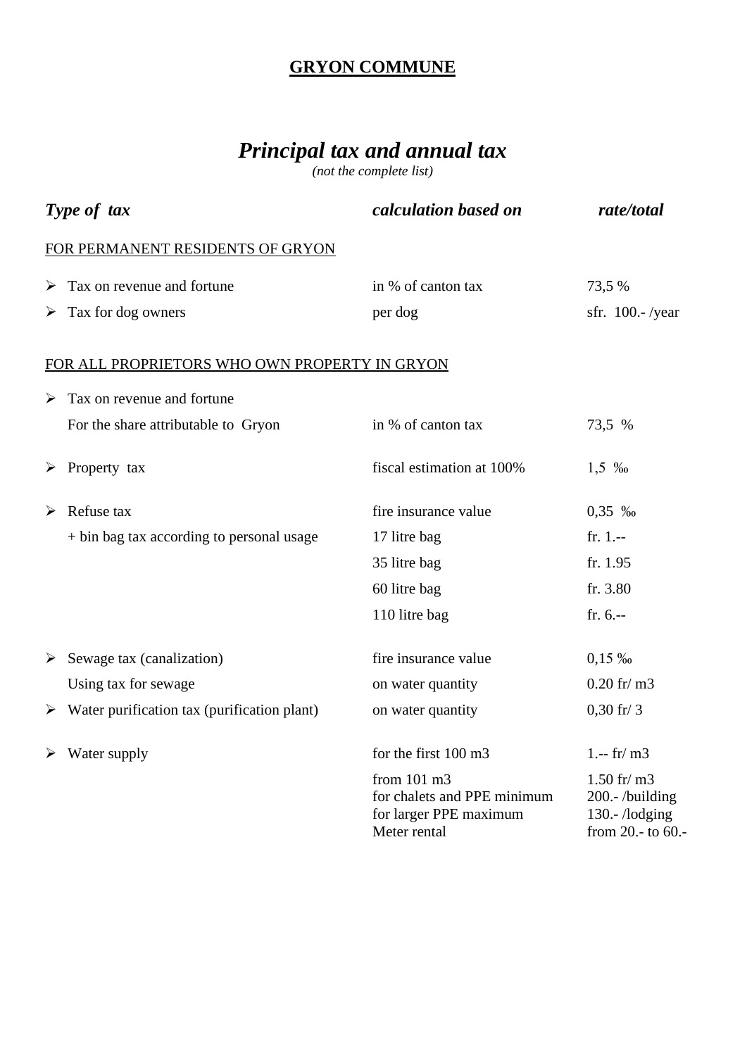**GRYON COMMUNE**

# *Principal tax and annual tax*

*(not the complete list)*

| *Type of tax* | *calculation based on* | *rate/total* |
|---|---|---|
| FOR PERMANENT RESIDENTS OF GRYON | | |
| ➢ Tax on revenue and fortune | in % of canton tax | 73,5 % |
| ➢ Tax for dog owners | per dog | sfr. 100.- /year |
| FOR ALL PROPRIETORS WHO OWN PROPERTY IN GRYON | | |
| ➢ Tax on revenue and fortune | | |
| For the share attributable to Gryon | in % of canton tax | 73,5 % |
| ➢ Property tax | fiscal estimation at 100% | 1,5 ‰ |
| ➢ Refuse tax | fire insurance value | 0,35 ‰ |
| + bin bag tax according to personal usage | 17 litre bag | fr. 1.-- |
| | 35 litre bag | fr. 1.95 |
| | 60 litre bag | fr. 3.80 |
| | 110 litre bag | fr. 6.-- |
| ➢ Sewage tax (canalization) | fire insurance value | 0,15 ‰ |
| Using tax for sewage | on water quantity | 0.20 fr/ m3 |
| ➢ Water purification tax (purification plant) | on water quantity | 0,30 fr/ 3 |
| ➢ Water supply | for the first 100 m3 | 1.-- fr/ m3 |
| | from 101 m3 | 1.50 fr/ m3 |
| | for chalets and PPE minimum | 200.- /building |
| | for larger PPE maximum | 130.- /lodging |
| | Meter rental | from 20.- to 60.- |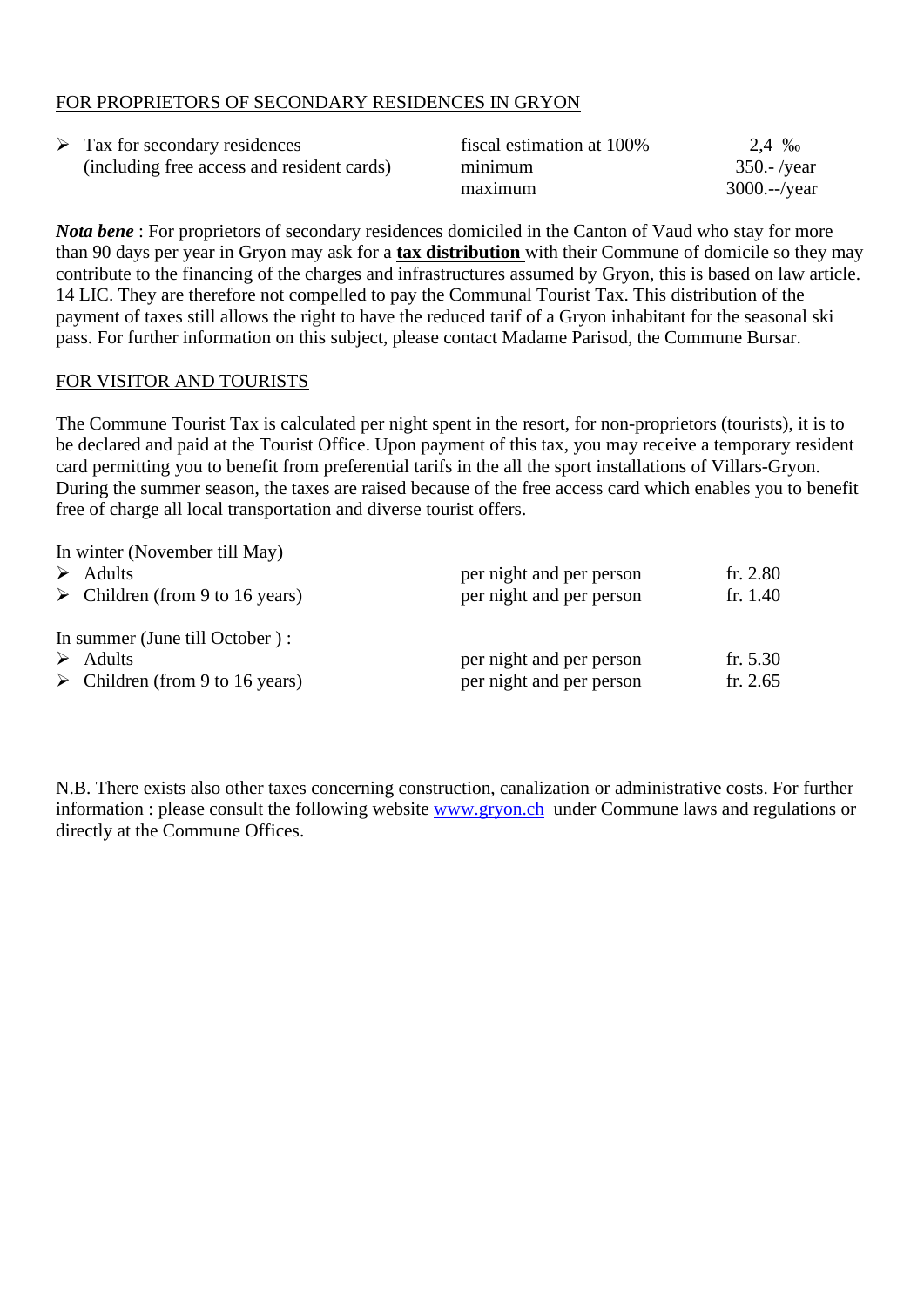## FOR PROPRIETORS OF SECONDARY RESIDENCES IN GRYON

| | | |
|---|---|---|
| ➢ Tax for secondary residences (including free access and resident cards) | fiscal estimation at 100% | 2,4 ‰ |
| | minimum | 350.- /year |
| | maximum | 3000.--/year |

***Nota bene*** : For proprietors of secondary residences domiciled in the Canton of Vaud who stay for more than 90 days per year in Gryon may ask for a **tax distribution** with their Commune of domicile so they may contribute to the financing of the charges and infrastructures assumed by Gryon, this is based on law article. 14 LIC. They are therefore not compelled to pay the Communal Tourist Tax. This distribution of the payment of taxes still allows the right to have the reduced tarif of a Gryon inhabitant for the seasonal ski pass. For further information on this subject, please contact Madame Parisod, the Commune Bursar.

## FOR VISITOR AND TOURISTS

The Commune Tourist Tax is calculated per night spent in the resort, for non-proprietors (tourists), it is to be declared and paid at the Tourist Office. Upon payment of this tax, you may receive a temporary resident card permitting you to benefit from preferential tarifs in the all the sport installations of Villars-Gryon. During the summer season, the taxes are raised because of the free access card which enables you to benefit free of charge all local transportation and diverse tourist offers.

In winter (November till May)

| | | |
|---|---|---|
| ➢ Adults | per night and per person | fr. 2.80 |
| ➢ Children (from 9 to 16 years) | per night and per person | fr. 1.40 |

In summer (June till October ) :

| | | |
|---|---|---|
| ➢ Adults | per night and per person | fr. 5.30 |
| ➢ Children (from 9 to 16 years) | per night and per person | fr. 2.65 |

N.B. There exists also other taxes concerning construction, canalization or administrative costs. For further information : please consult the following website www.gryon.ch under Commune laws and regulations or directly at the Commune Offices.